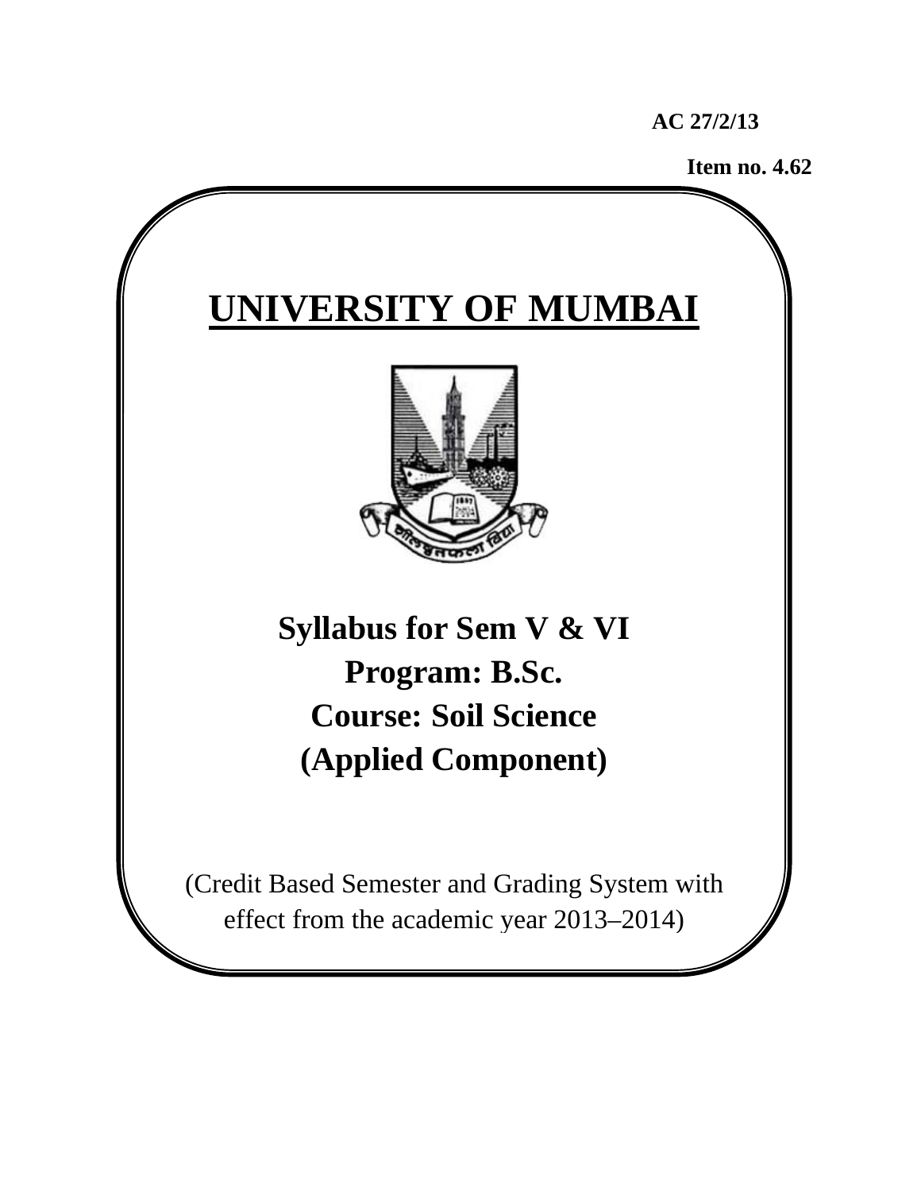**AC 27/2/13**

**Item no. 4.62**

# UNIVERSITY OF MUMBAI

## Syllabus for Sem V & VI

## Program: B.Sc.

## Course: Soil Science

## (Applied Component)

(Credit Based Semester and Grading System with effect from the academic year 2013–2014)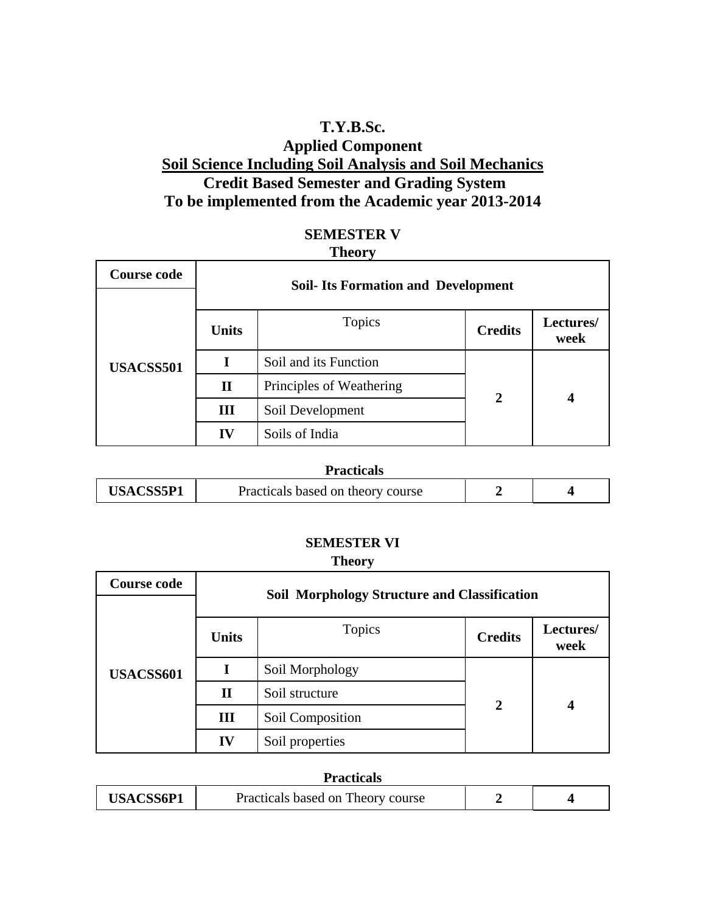# T.Y.B.Sc.
# Applied Component
# Soil Science Including Soil Analysis and Soil Mechanics
# Credit Based Semester and Grading System
# To be implemented from the Academic year 2013-2014

## SEMESTER V

### Theory

| Course code | Soil- Its Formation and Development | | | |
|---|---|---|---|---|
| | **Units** | Topics | **Credits** | **Lectures/ week** |
| **USACSS501** | **I** | Soil and its Function | **2** | **4** |
| | **II** | Principles of Weathering | | |
| | **III** | Soil Development | | |
| | **IV** | Soils of India | | |

### Practicals

| USACSS5P1 | Practicals based on theory course | 2 | 4 |
|---|---|---|---|

## SEMESTER VI

### Theory

| Course code | Soil Morphology Structure and Classification | | | |
|---|---|---|---|---|
| | **Units** | Topics | **Credits** | **Lectures/ week** |
| **USACSS601** | **I** | Soil Morphology | **2** | **4** |
| | **II** | Soil structure | | |
| | **III** | Soil Composition | | |
| | **IV** | Soil properties | | |

### Practicals

| USACSS6P1 | Practicals based on Theory course | 2 | 4 |
|---|---|---|---|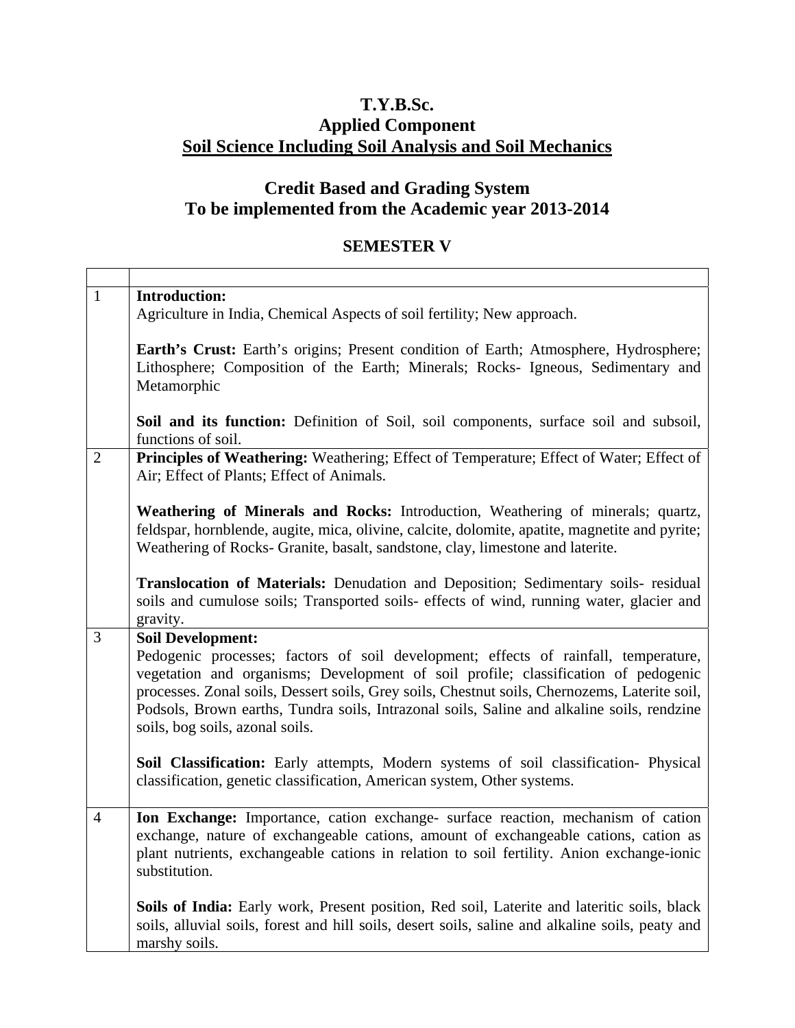# T.Y.B.Sc.
## Applied Component
## Soil Science Including Soil Analysis and Soil Mechanics

## Credit Based and Grading System
## To be implemented from the Academic year 2013-2014

### SEMESTER V

| | |
|---|---|
| 1 | **Introduction:**<br>Agriculture in India, Chemical Aspects of soil fertility; New approach.<br><br>**Earth's Crust:** Earth's origins; Present condition of Earth; Atmosphere, Hydrosphere; Lithosphere; Composition of the Earth; Minerals; Rocks- Igneous, Sedimentary and Metamorphic<br><br>**Soil and its function:** Definition of Soil, soil components, surface soil and subsoil, functions of soil. |
| 2 | **Principles of Weathering:** Weathering; Effect of Temperature; Effect of Water; Effect of Air; Effect of Plants; Effect of Animals.<br><br>**Weathering of Minerals and Rocks:** Introduction, Weathering of minerals; quartz, feldspar, hornblende, augite, mica, olivine, calcite, dolomite, apatite, magnetite and pyrite; Weathering of Rocks- Granite, basalt, sandstone, clay, limestone and laterite.<br><br>**Translocation of Materials:** Denudation and Deposition; Sedimentary soils- residual soils and cumulose soils; Transported soils- effects of wind, running water, glacier and gravity. |
| 3 | **Soil Development:**<br>Pedogenic processes; factors of soil development; effects of rainfall, temperature, vegetation and organisms; Development of soil profile; classification of pedogenic processes. Zonal soils, Dessert soils, Grey soils, Chestnut soils, Chernozems, Laterite soil, Podsols, Brown earths, Tundra soils, Intrazonal soils, Saline and alkaline soils, rendzine soils, bog soils, azonal soils.<br><br>**Soil Classification:** Early attempts, Modern systems of soil classification- Physical classification, genetic classification, American system, Other systems. |
| 4 | **Ion Exchange:** Importance, cation exchange- surface reaction, mechanism of cation exchange, nature of exchangeable cations, amount of exchangeable cations, cation as plant nutrients, exchangeable cations in relation to soil fertility. Anion exchange-ionic substitution.<br><br>**Soils of India:** Early work, Present position, Red soil, Laterite and lateritic soils, black soils, alluvial soils, forest and hill soils, desert soils, saline and alkaline soils, peaty and marshy soils. |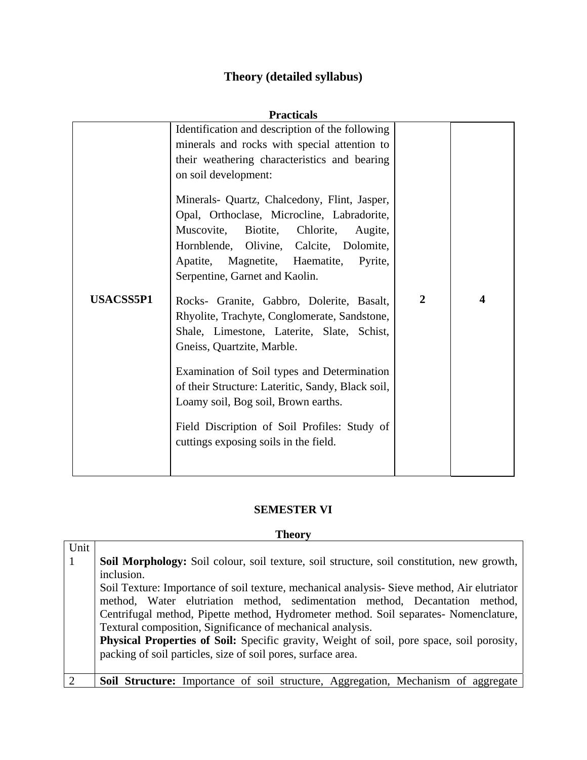## Theory (detailed syllabus)

### Practicals

| | | | |
|---|---|---|---|
| USACSS5P1 | Identification and description of the following minerals and rocks with special attention to their weathering characteristics and bearing on soil development:<br><br>Minerals- Quartz, Chalcedony, Flint, Jasper, Opal, Orthoclase, Microcline, Labradorite, Muscovite, Biotite, Chlorite, Augite, Hornblende, Olivine, Calcite, Dolomite, Apatite, Magnetite, Haematite, Pyrite, Serpentine, Garnet and Kaolin.<br><br>Rocks- Granite, Gabbro, Dolerite, Basalt, Rhyolite, Trachyte, Conglomerate, Sandstone, Shale, Limestone, Laterite, Slate, Schist, Gneiss, Quartzite, Marble.<br><br>Examination of Soil types and Determination of their Structure: Lateritic, Sandy, Black soil, Loamy soil, Bog soil, Brown earths.<br><br>Field Discription of Soil Profiles: Study of cuttings exposing soils in the field. | 2 | 4 |

## SEMESTER VI

### Theory

| Unit | |
|---|---|
| 1 | **Soil Morphology:** Soil colour, soil texture, soil structure, soil constitution, new growth, inclusion.<br>Soil Texture: Importance of soil texture, mechanical analysis- Sieve method, Air elutriator method, Water elutriation method, sedimentation method, Decantation method, Centrifugal method, Pipette method, Hydrometer method. Soil separates- Nomenclature, Textural composition, Significance of mechanical analysis.<br>**Physical Properties of Soil:** Specific gravity, Weight of soil, pore space, soil porosity, packing of soil particles, size of soil pores, surface area. |
| 2 | **Soil Structure:** Importance of soil structure, Aggregation, Mechanism of aggregate |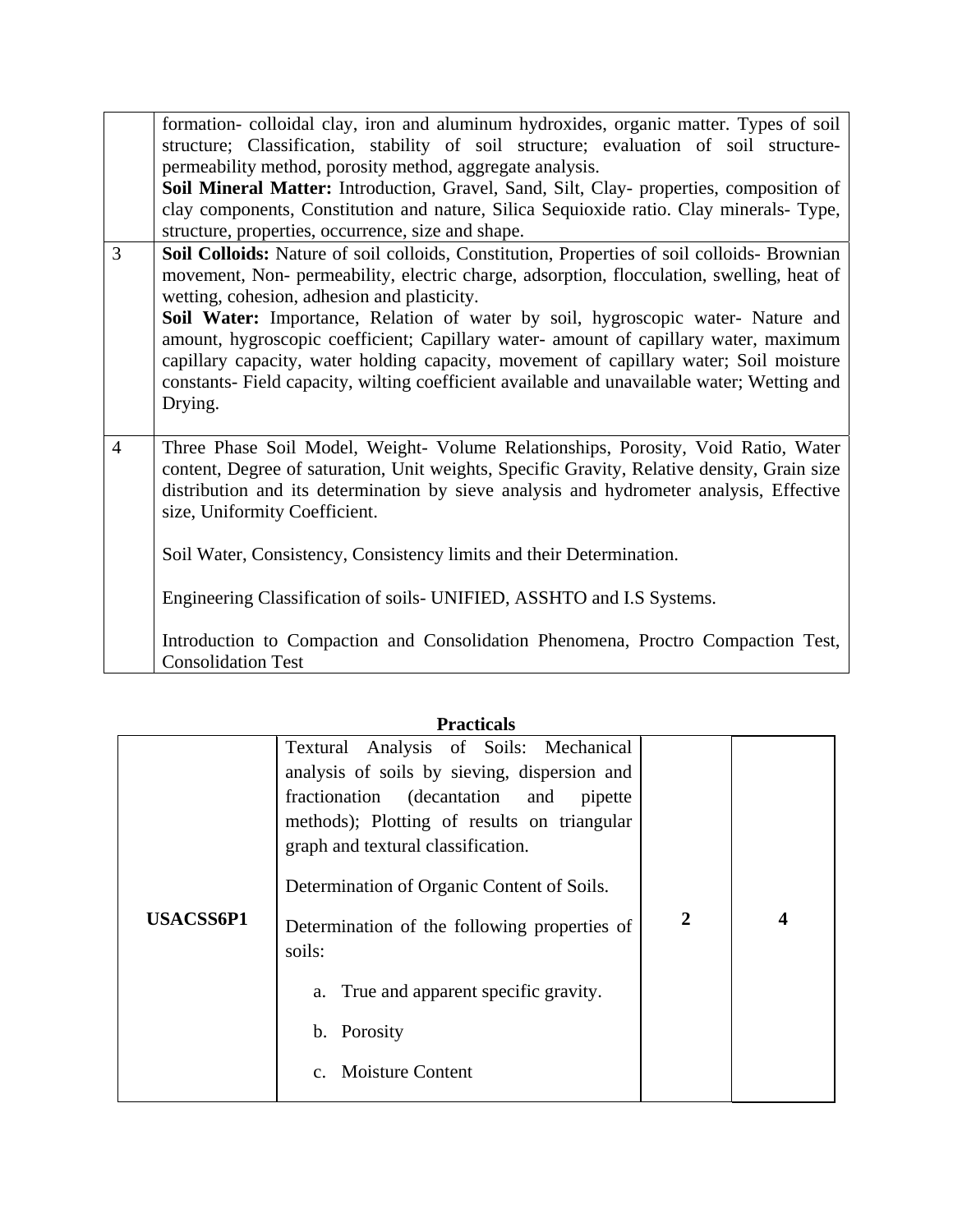| | |
|---|---|
| | formation- colloidal clay, iron and aluminum hydroxides, organic matter. Types of soil structure; Classification, stability of soil structure; evaluation of soil structure- permeability method, porosity method, aggregate analysis.<br>**Soil Mineral Matter:** Introduction, Gravel, Sand, Silt, Clay- properties, composition of clay components, Constitution and nature, Silica Sequioxide ratio. Clay minerals- Type, structure, properties, occurrence, size and shape. |
| 3 | **Soil Colloids:** Nature of soil colloids, Constitution, Properties of soil colloids- Brownian movement, Non- permeability, electric charge, adsorption, flocculation, swelling, heat of wetting, cohesion, adhesion and plasticity.<br>**Soil Water:** Importance, Relation of water by soil, hygroscopic water- Nature and amount, hygroscopic coefficient; Capillary water- amount of capillary water, maximum capillary capacity, water holding capacity, movement of capillary water; Soil moisture constants- Field capacity, wilting coefficient available and unavailable water; Wetting and Drying. |
| 4 | Three Phase Soil Model, Weight- Volume Relationships, Porosity, Void Ratio, Water content, Degree of saturation, Unit weights, Specific Gravity, Relative density, Grain size distribution and its determination by sieve analysis and hydrometer analysis, Effective size, Uniformity Coefficient.<br><br>Soil Water, Consistency, Consistency limits and their Determination.<br><br>Engineering Classification of soils- UNIFIED, ASSHTO and I.S Systems.<br><br>Introduction to Compaction and Consolidation Phenomena, Proctro Compaction Test, Consolidation Test |

**Practicals**

| | | | |
|---|---|---|---|
| **USACSS6P1** | Textural Analysis of Soils: Mechanical analysis of soils by sieving, dispersion and fractionation (decantation and pipette methods); Plotting of results on triangular graph and textural classification.<br><br>Determination of Organic Content of Soils.<br><br>Determination of the following properties of soils:<br><br>a. True and apparent specific gravity.<br><br>b. Porosity<br><br>c. Moisture Content | **2** | **4** |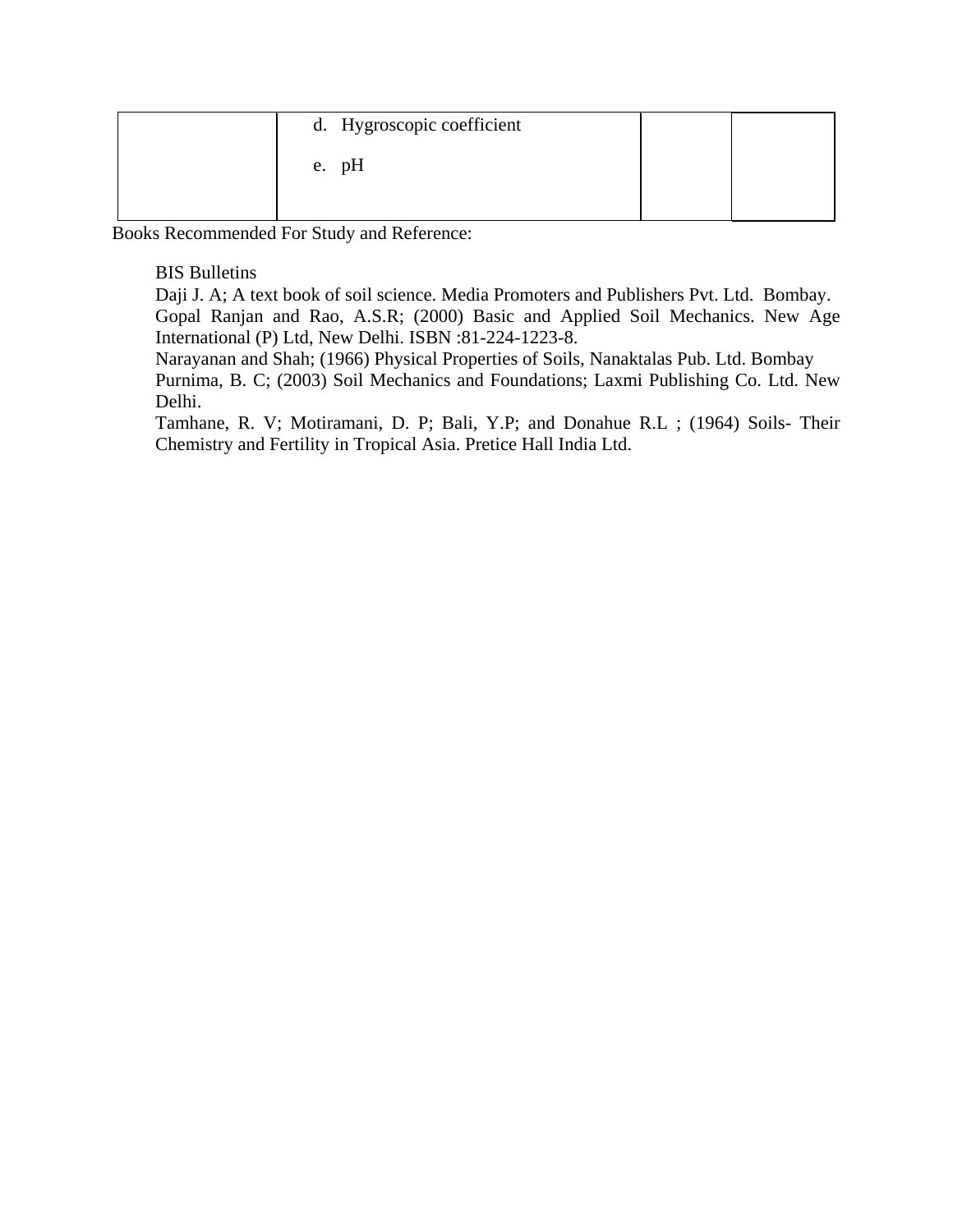| | | | |
|---|---|---|---|
| | d. Hygroscopic coefficient<br><br>e. pH | | |

Books Recommended For Study and Reference:

BIS Bulletins
Daji J. A; A text book of soil science. Media Promoters and Publishers Pvt. Ltd. Bombay.
Gopal Ranjan and Rao, A.S.R; (2000) Basic and Applied Soil Mechanics. New Age International (P) Ltd, New Delhi. ISBN :81-224-1223-8.
Narayanan and Shah; (1966) Physical Properties of Soils, Nanaktalas Pub. Ltd. Bombay
Purnima, B. C; (2003) Soil Mechanics and Foundations; Laxmi Publishing Co. Ltd. New Delhi.
Tamhane, R. V; Motiramani, D. P; Bali, Y.P; and Donahue R.L ; (1964) Soils- Their Chemistry and Fertility in Tropical Asia. Pretice Hall India Ltd.